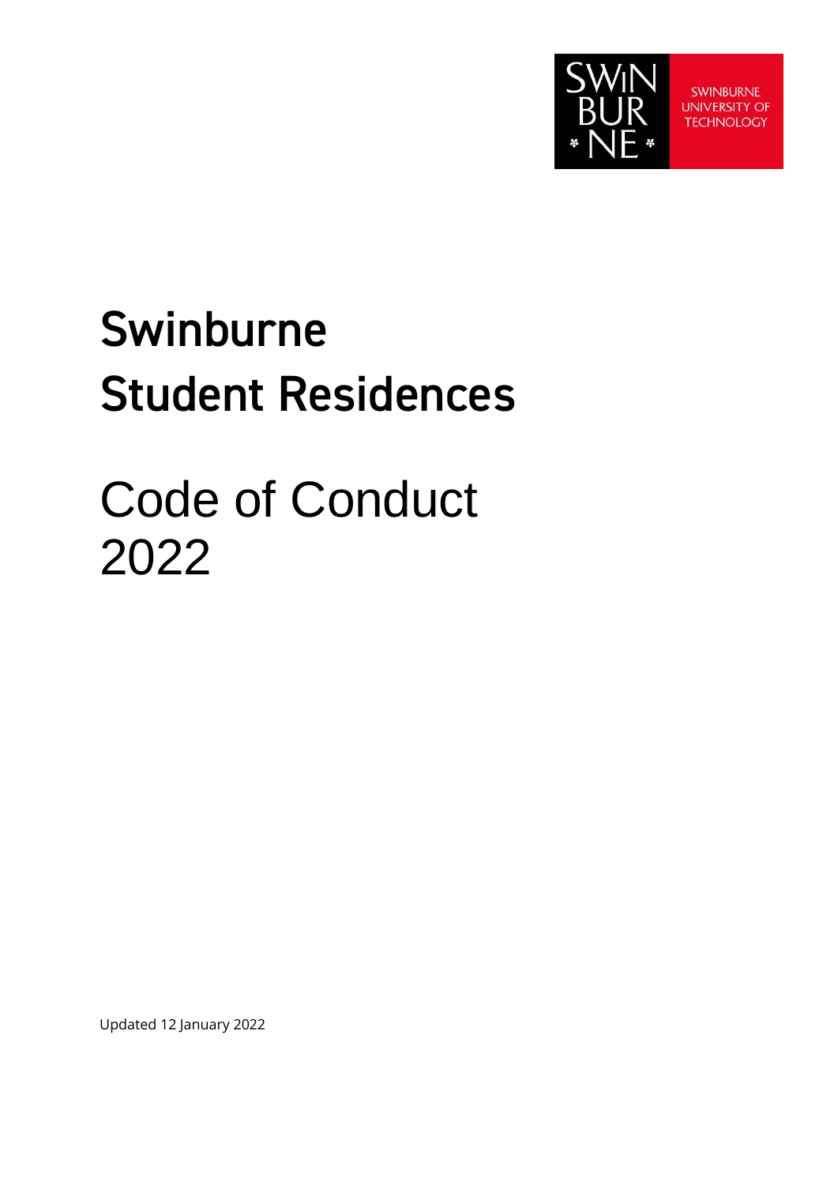# Swinburne Student Residences

# Code of Conduct 2022

Updated 12 January 2022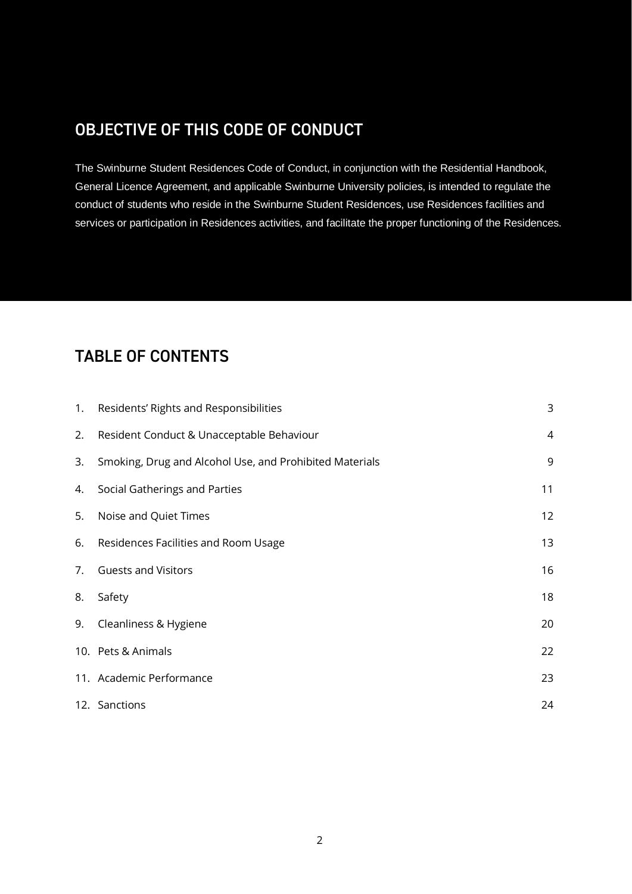## OBJECTIVE OF THIS CODE OF CONDUCT

The Swinburne Student Residences Code of Conduct, in conjunction with the Residential Handbook, General Licence Agreement, and applicable Swinburne University policies, is intended to regulate the conduct of students who reside in the Swinburne Student Residences, use Residences facilities and services or participation in Residences activities, and facilitate the proper functioning of the Residences.

## TABLE OF CONTENTS

| | | |
|---|---|---|
| 1. | Residents' Rights and Responsibilities | 3 |
| 2. | Resident Conduct & Unacceptable Behaviour | 4 |
| 3. | Smoking, Drug and Alcohol Use, and Prohibited Materials | 9 |
| 4. | Social Gatherings and Parties | 11 |
| 5. | Noise and Quiet Times | 12 |
| 6. | Residences Facilities and Room Usage | 13 |
| 7. | Guests and Visitors | 16 |
| 8. | Safety | 18 |
| 9. | Cleanliness & Hygiene | 20 |
| 10. | Pets & Animals | 22 |
| 11. | Academic Performance | 23 |
| 12. | Sanctions | 24 |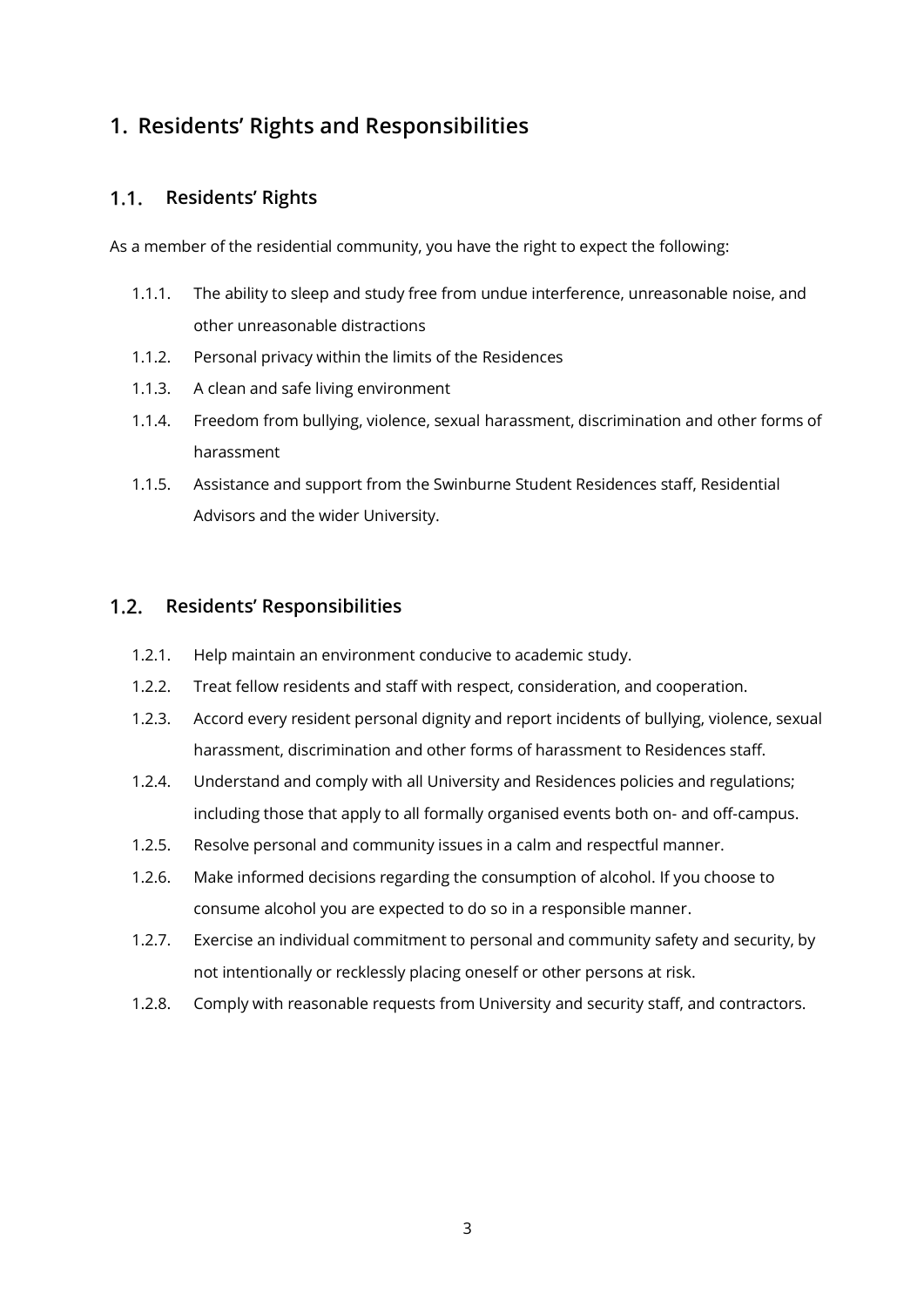# 1. Residents' Rights and Responsibilities

## 1.1. Residents' Rights

As a member of the residential community, you have the right to expect the following:

- 1.1.1. The ability to sleep and study free from undue interference, unreasonable noise, and other unreasonable distractions
- 1.1.2. Personal privacy within the limits of the Residences
- 1.1.3. A clean and safe living environment
- 1.1.4. Freedom from bullying, violence, sexual harassment, discrimination and other forms of harassment
- 1.1.5. Assistance and support from the Swinburne Student Residences staff, Residential Advisors and the wider University.

## 1.2. Residents' Responsibilities

- 1.2.1. Help maintain an environment conducive to academic study.
- 1.2.2. Treat fellow residents and staff with respect, consideration, and cooperation.
- 1.2.3. Accord every resident personal dignity and report incidents of bullying, violence, sexual harassment, discrimination and other forms of harassment to Residences staff.
- 1.2.4. Understand and comply with all University and Residences policies and regulations; including those that apply to all formally organised events both on- and off-campus.
- 1.2.5. Resolve personal and community issues in a calm and respectful manner.
- 1.2.6. Make informed decisions regarding the consumption of alcohol. If you choose to consume alcohol you are expected to do so in a responsible manner.
- 1.2.7. Exercise an individual commitment to personal and community safety and security, by not intentionally or recklessly placing oneself or other persons at risk.
- 1.2.8. Comply with reasonable requests from University and security staff, and contractors.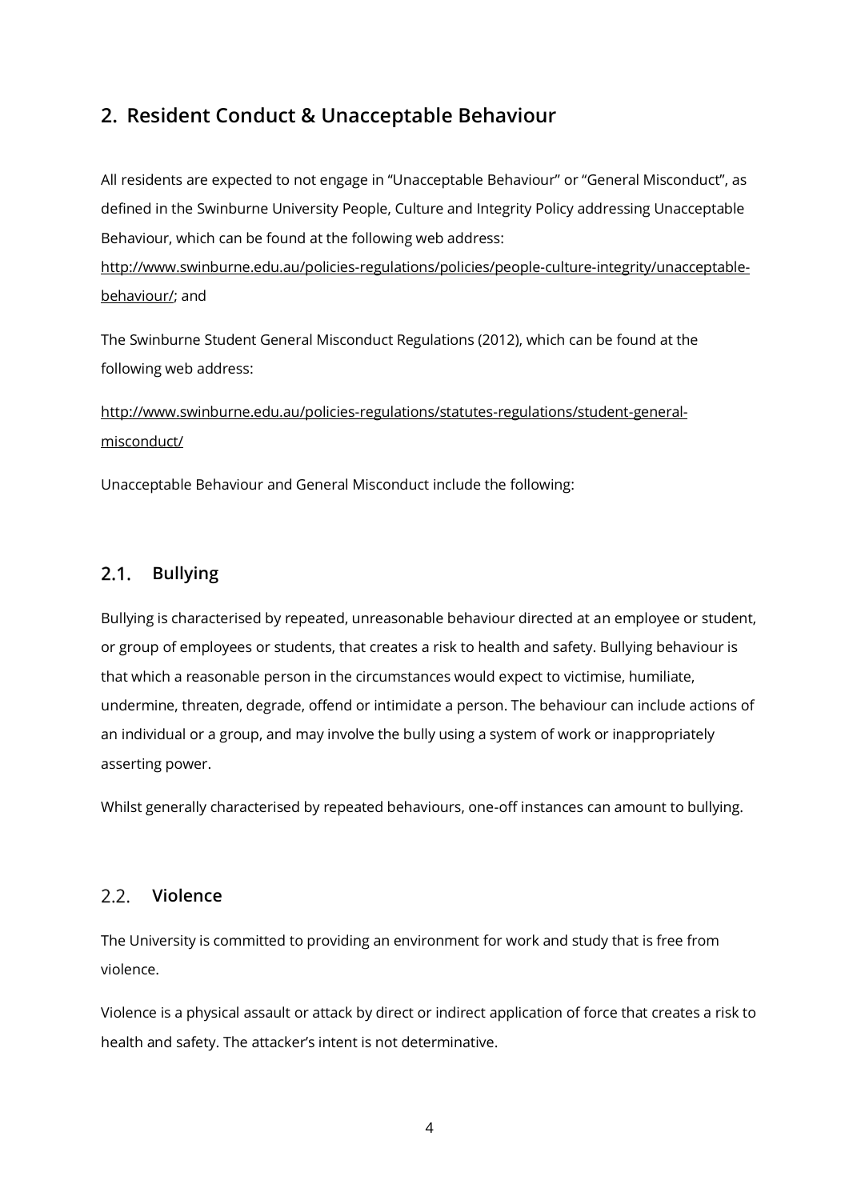## 2. Resident Conduct & Unacceptable Behaviour

All residents are expected to not engage in "Unacceptable Behaviour" or "General Misconduct", as defined in the Swinburne University People, Culture and Integrity Policy addressing Unacceptable Behaviour, which can be found at the following web address:
http://www.swinburne.edu.au/policies-regulations/policies/people-culture-integrity/unacceptable-behaviour/; and

The Swinburne Student General Misconduct Regulations (2012), which can be found at the following web address:

http://www.swinburne.edu.au/policies-regulations/statutes-regulations/student-general-misconduct/

Unacceptable Behaviour and General Misconduct include the following:

### 2.1. Bullying

Bullying is characterised by repeated, unreasonable behaviour directed at an employee or student, or group of employees or students, that creates a risk to health and safety. Bullying behaviour is that which a reasonable person in the circumstances would expect to victimise, humiliate, undermine, threaten, degrade, offend or intimidate a person. The behaviour can include actions of an individual or a group, and may involve the bully using a system of work or inappropriately asserting power.

Whilst generally characterised by repeated behaviours, one-off instances can amount to bullying.

### 2.2. Violence

The University is committed to providing an environment for work and study that is free from violence.

Violence is a physical assault or attack by direct or indirect application of force that creates a risk to health and safety. The attacker's intent is not determinative.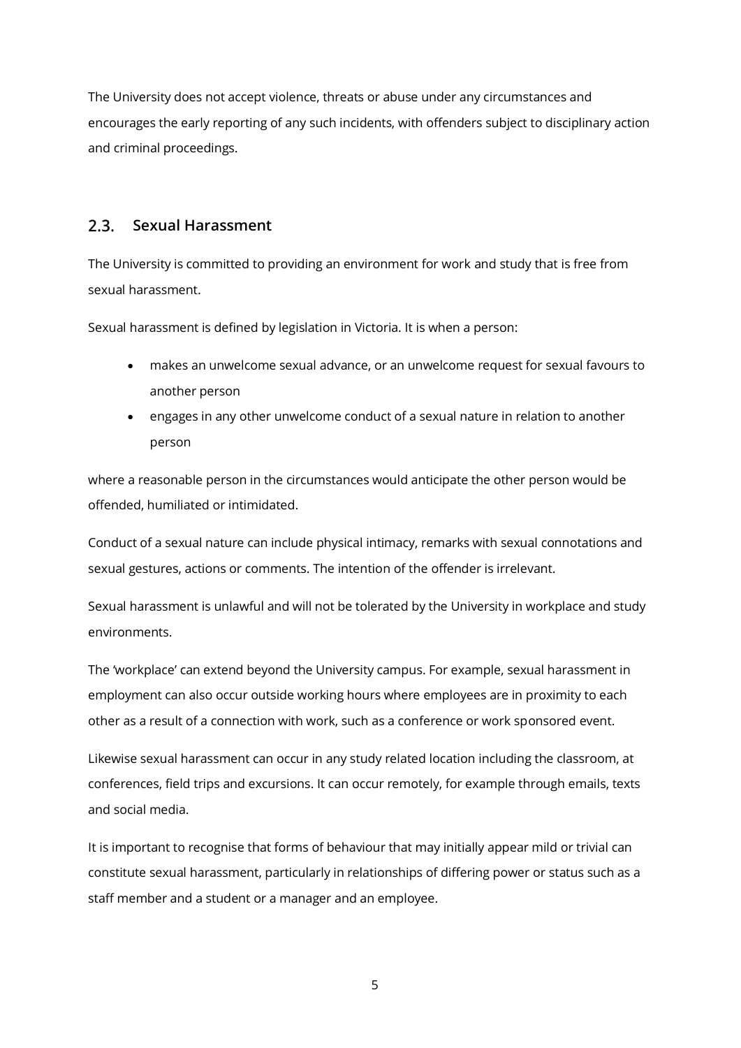The University does not accept violence, threats or abuse under any circumstances and encourages the early reporting of any such incidents, with offenders subject to disciplinary action and criminal proceedings.

## 2.3. Sexual Harassment

The University is committed to providing an environment for work and study that is free from sexual harassment.

Sexual harassment is defined by legislation in Victoria. It is when a person:

- makes an unwelcome sexual advance, or an unwelcome request for sexual favours to another person
- engages in any other unwelcome conduct of a sexual nature in relation to another person

where a reasonable person in the circumstances would anticipate the other person would be offended, humiliated or intimidated.

Conduct of a sexual nature can include physical intimacy, remarks with sexual connotations and sexual gestures, actions or comments. The intention of the offender is irrelevant.

Sexual harassment is unlawful and will not be tolerated by the University in workplace and study environments.

The 'workplace' can extend beyond the University campus. For example, sexual harassment in employment can also occur outside working hours where employees are in proximity to each other as a result of a connection with work, such as a conference or work sponsored event.

Likewise sexual harassment can occur in any study related location including the classroom, at conferences, field trips and excursions. It can occur remotely, for example through emails, texts and social media.

It is important to recognise that forms of behaviour that may initially appear mild or trivial can constitute sexual harassment, particularly in relationships of differing power or status such as a staff member and a student or a manager and an employee.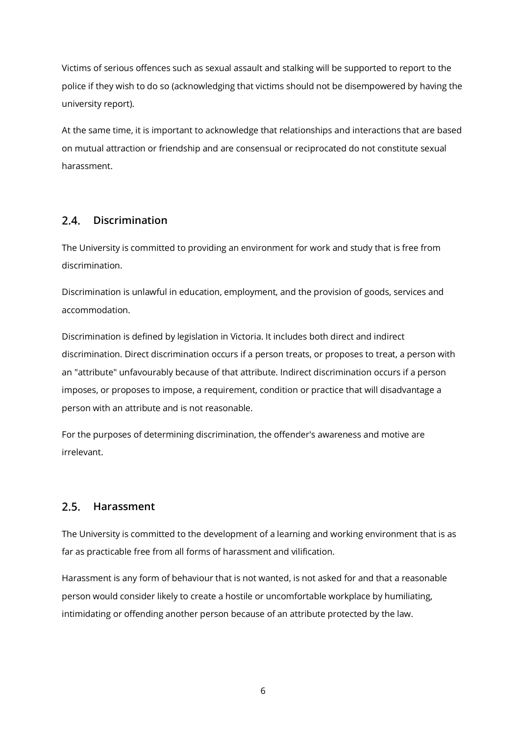Victims of serious offences such as sexual assault and stalking will be supported to report to the police if they wish to do so (acknowledging that victims should not be disempowered by having the university report).

At the same time, it is important to acknowledge that relationships and interactions that are based on mutual attraction or friendship and are consensual or reciprocated do not constitute sexual harassment.

## 2.4. Discrimination

The University is committed to providing an environment for work and study that is free from discrimination.

Discrimination is unlawful in education, employment, and the provision of goods, services and accommodation.

Discrimination is defined by legislation in Victoria. It includes both direct and indirect discrimination. Direct discrimination occurs if a person treats, or proposes to treat, a person with an "attribute" unfavourably because of that attribute. Indirect discrimination occurs if a person imposes, or proposes to impose, a requirement, condition or practice that will disadvantage a person with an attribute and is not reasonable.

For the purposes of determining discrimination, the offender's awareness and motive are irrelevant.

## 2.5. Harassment

The University is committed to the development of a learning and working environment that is as far as practicable free from all forms of harassment and vilification.

Harassment is any form of behaviour that is not wanted, is not asked for and that a reasonable person would consider likely to create a hostile or uncomfortable workplace by humiliating, intimidating or offending another person because of an attribute protected by the law.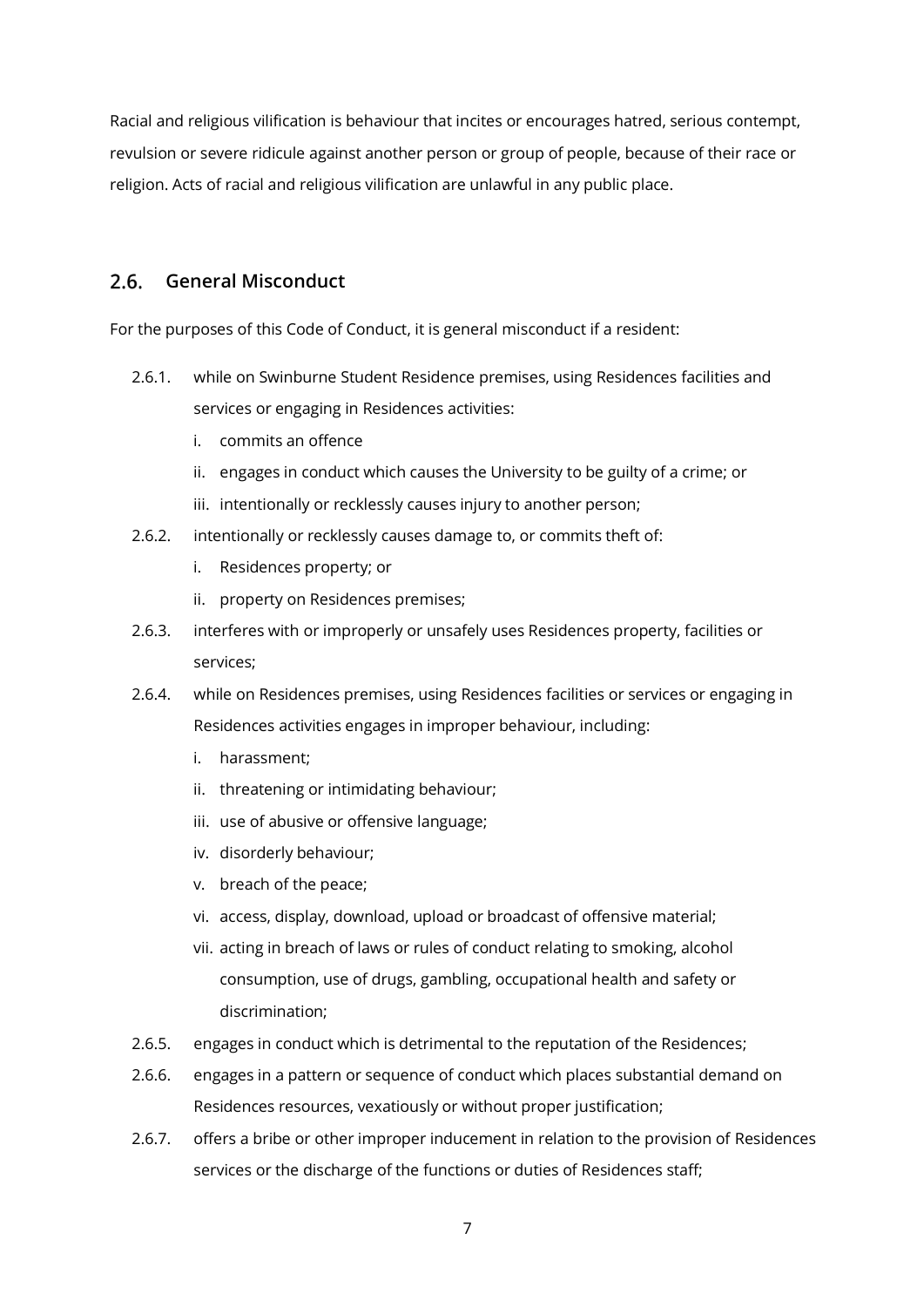Racial and religious vilification is behaviour that incites or encourages hatred, serious contempt, revulsion or severe ridicule against another person or group of people, because of their race or religion. Acts of racial and religious vilification are unlawful in any public place.

## 2.6. General Misconduct

For the purposes of this Code of Conduct, it is general misconduct if a resident:

2.6.1. while on Swinburne Student Residence premises, using Residences facilities and services or engaging in Residences activities:

   i. commits an offence
   ii. engages in conduct which causes the University to be guilty of a crime; or
   iii. intentionally or recklessly causes injury to another person;

2.6.2. intentionally or recklessly causes damage to, or commits theft of:

   i. Residences property; or
   ii. property on Residences premises;

2.6.3. interferes with or improperly or unsafely uses Residences property, facilities or services;

2.6.4. while on Residences premises, using Residences facilities or services or engaging in Residences activities engages in improper behaviour, including:

   i. harassment;
   ii. threatening or intimidating behaviour;
   iii. use of abusive or offensive language;
   iv. disorderly behaviour;
   v. breach of the peace;
   vi. access, display, download, upload or broadcast of offensive material;
   vii. acting in breach of laws or rules of conduct relating to smoking, alcohol consumption, use of drugs, gambling, occupational health and safety or discrimination;

2.6.5. engages in conduct which is detrimental to the reputation of the Residences;

2.6.6. engages in a pattern or sequence of conduct which places substantial demand on Residences resources, vexatiously or without proper justification;

2.6.7. offers a bribe or other improper inducement in relation to the provision of Residences services or the discharge of the functions or duties of Residences staff;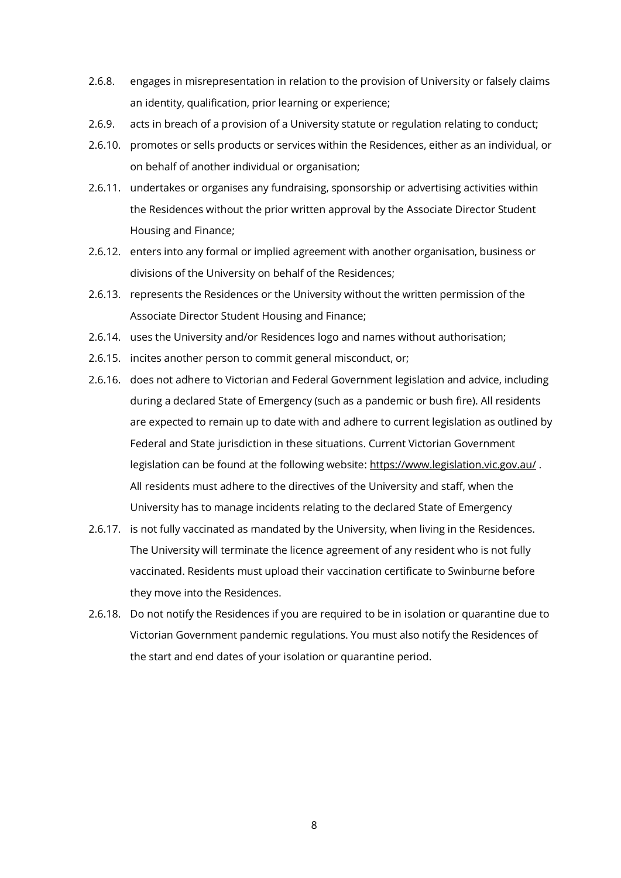2.6.8. engages in misrepresentation in relation to the provision of University or falsely claims an identity, qualification, prior learning or experience;

2.6.9. acts in breach of a provision of a University statute or regulation relating to conduct;

2.6.10. promotes or sells products or services within the Residences, either as an individual, or on behalf of another individual or organisation;

2.6.11. undertakes or organises any fundraising, sponsorship or advertising activities within the Residences without the prior written approval by the Associate Director Student Housing and Finance;

2.6.12. enters into any formal or implied agreement with another organisation, business or divisions of the University on behalf of the Residences;

2.6.13. represents the Residences or the University without the written permission of the Associate Director Student Housing and Finance;

2.6.14. uses the University and/or Residences logo and names without authorisation;

2.6.15. incites another person to commit general misconduct, or;

2.6.16. does not adhere to Victorian and Federal Government legislation and advice, including during a declared State of Emergency (such as a pandemic or bush fire). All residents are expected to remain up to date with and adhere to current legislation as outlined by Federal and State jurisdiction in these situations. Current Victorian Government legislation can be found at the following website: https://www.legislation.vic.gov.au/ . All residents must adhere to the directives of the University and staff, when the University has to manage incidents relating to the declared State of Emergency

2.6.17. is not fully vaccinated as mandated by the University, when living in the Residences. The University will terminate the licence agreement of any resident who is not fully vaccinated. Residents must upload their vaccination certificate to Swinburne before they move into the Residences.

2.6.18. Do not notify the Residences if you are required to be in isolation or quarantine due to Victorian Government pandemic regulations. You must also notify the Residences of the start and end dates of your isolation or quarantine period.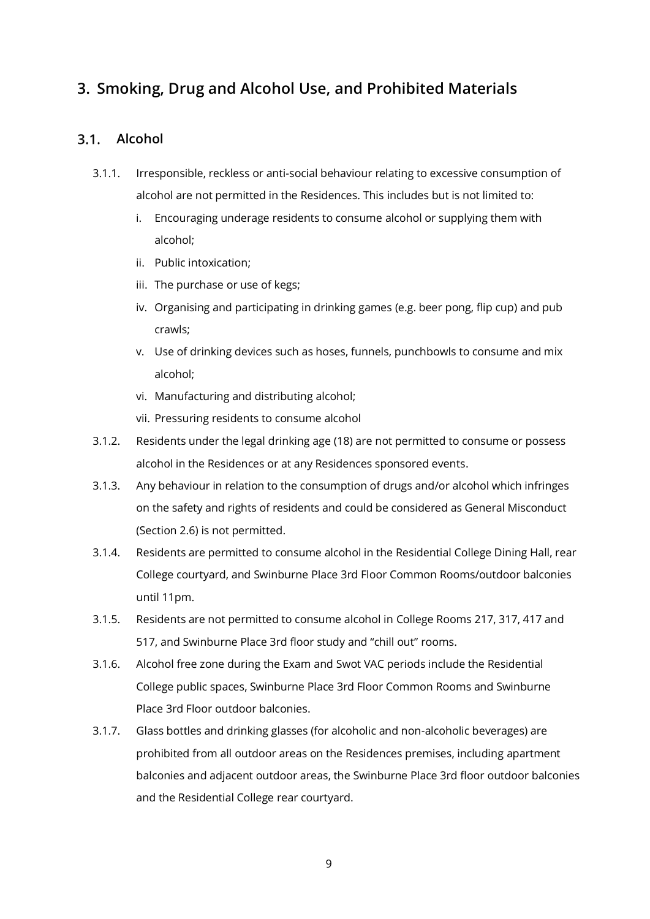## 3. Smoking, Drug and Alcohol Use, and Prohibited Materials

### 3.1. Alcohol

3.1.1. Irresponsible, reckless or anti-social behaviour relating to excessive consumption of alcohol are not permitted in the Residences. This includes but is not limited to:

- i. Encouraging underage residents to consume alcohol or supplying them with alcohol;
- ii. Public intoxication;
- iii. The purchase or use of kegs;
- iv. Organising and participating in drinking games (e.g. beer pong, flip cup) and pub crawls;
- v. Use of drinking devices such as hoses, funnels, punchbowls to consume and mix alcohol;
- vi. Manufacturing and distributing alcohol;
- vii. Pressuring residents to consume alcohol

3.1.2. Residents under the legal drinking age (18) are not permitted to consume or possess alcohol in the Residences or at any Residences sponsored events.

3.1.3. Any behaviour in relation to the consumption of drugs and/or alcohol which infringes on the safety and rights of residents and could be considered as General Misconduct (Section 2.6) is not permitted.

3.1.4. Residents are permitted to consume alcohol in the Residential College Dining Hall, rear College courtyard, and Swinburne Place 3rd Floor Common Rooms/outdoor balconies until 11pm.

3.1.5. Residents are not permitted to consume alcohol in College Rooms 217, 317, 417 and 517, and Swinburne Place 3rd floor study and "chill out" rooms.

3.1.6. Alcohol free zone during the Exam and Swot VAC periods include the Residential College public spaces, Swinburne Place 3rd Floor Common Rooms and Swinburne Place 3rd Floor outdoor balconies.

3.1.7. Glass bottles and drinking glasses (for alcoholic and non-alcoholic beverages) are prohibited from all outdoor areas on the Residences premises, including apartment balconies and adjacent outdoor areas, the Swinburne Place 3rd floor outdoor balconies and the Residential College rear courtyard.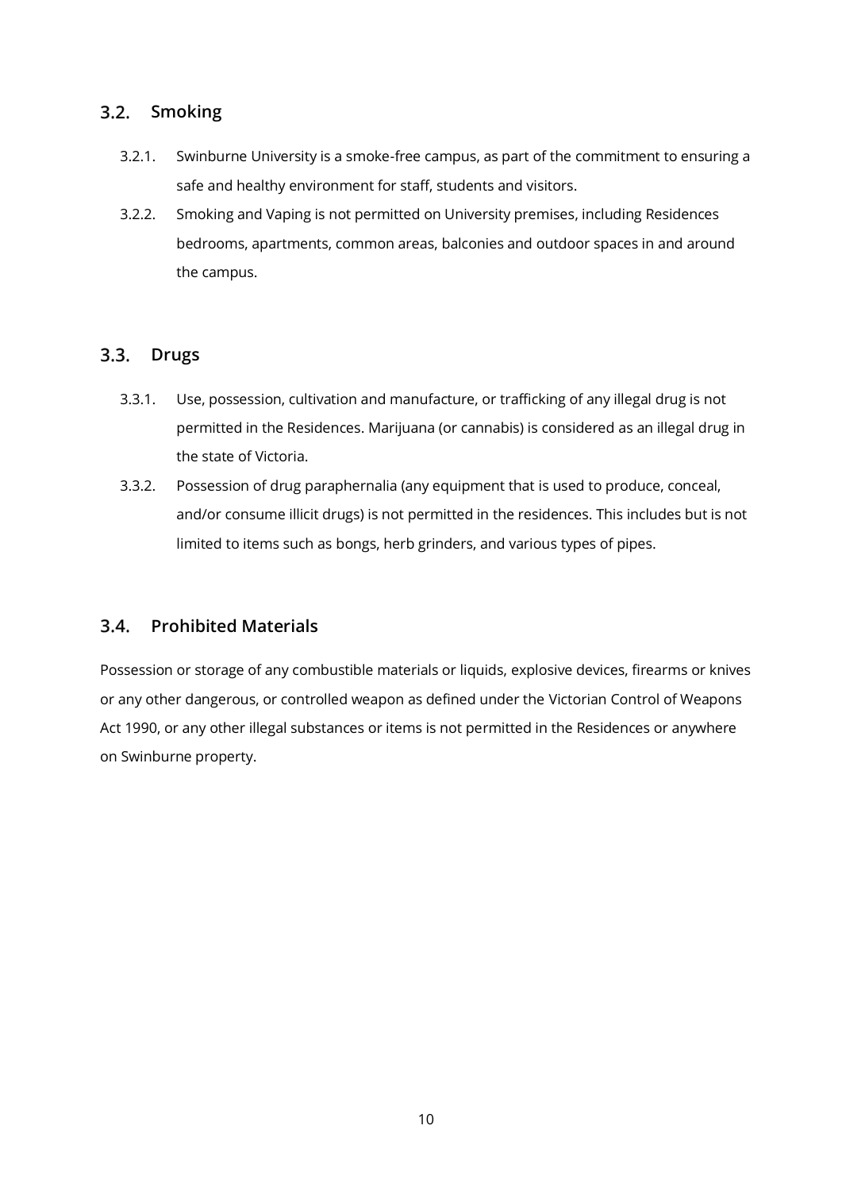## 3.2. Smoking

3.2.1. Swinburne University is a smoke-free campus, as part of the commitment to ensuring a safe and healthy environment for staff, students and visitors.

3.2.2. Smoking and Vaping is not permitted on University premises, including Residences bedrooms, apartments, common areas, balconies and outdoor spaces in and around the campus.

## 3.3. Drugs

3.3.1. Use, possession, cultivation and manufacture, or trafficking of any illegal drug is not permitted in the Residences. Marijuana (or cannabis) is considered as an illegal drug in the state of Victoria.

3.3.2. Possession of drug paraphernalia (any equipment that is used to produce, conceal, and/or consume illicit drugs) is not permitted in the residences. This includes but is not limited to items such as bongs, herb grinders, and various types of pipes.

## 3.4. Prohibited Materials

Possession or storage of any combustible materials or liquids, explosive devices, firearms or knives or any other dangerous, or controlled weapon as defined under the Victorian Control of Weapons Act 1990, or any other illegal substances or items is not permitted in the Residences or anywhere on Swinburne property.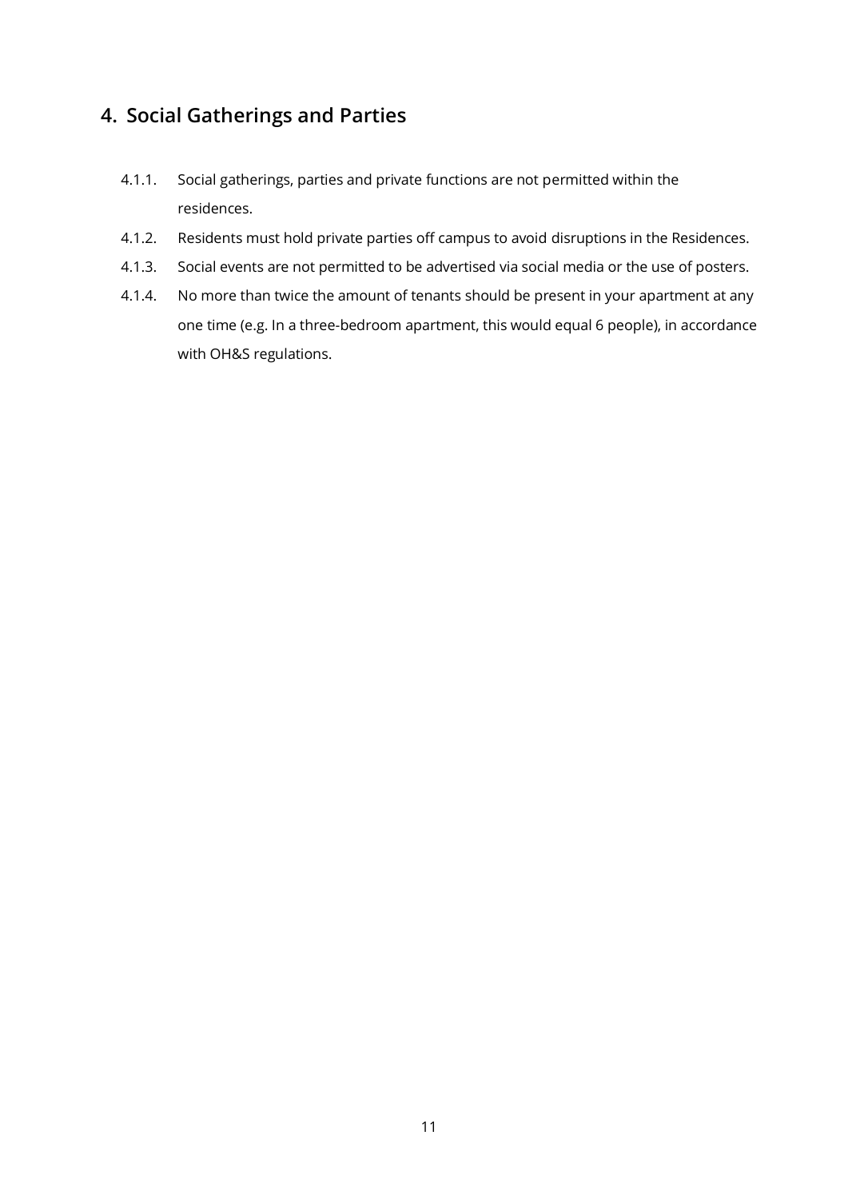## 4. Social Gatherings and Parties

4.1.1. Social gatherings, parties and private functions are not permitted within the residences.

4.1.2. Residents must hold private parties off campus to avoid disruptions in the Residences.

4.1.3. Social events are not permitted to be advertised via social media or the use of posters.

4.1.4. No more than twice the amount of tenants should be present in your apartment at any one time (e.g. In a three-bedroom apartment, this would equal 6 people), in accordance with OH&S regulations.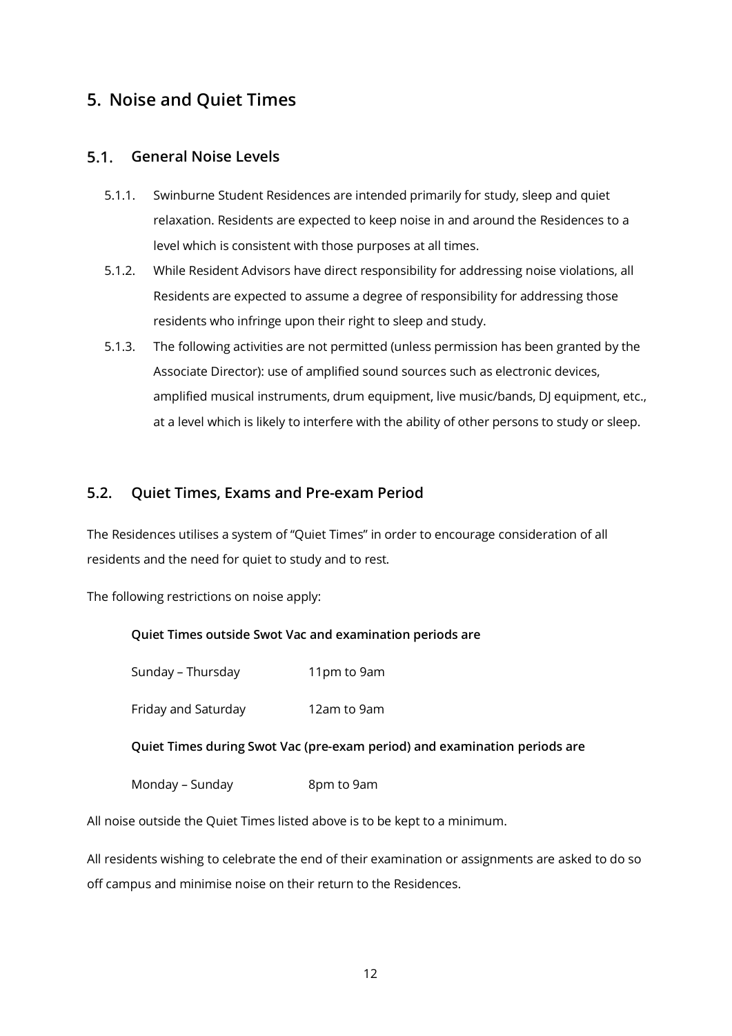## 5. Noise and Quiet Times

### 5.1. General Noise Levels

5.1.1. Swinburne Student Residences are intended primarily for study, sleep and quiet relaxation. Residents are expected to keep noise in and around the Residences to a level which is consistent with those purposes at all times.

5.1.2. While Resident Advisors have direct responsibility for addressing noise violations, all Residents are expected to assume a degree of responsibility for addressing those residents who infringe upon their right to sleep and study.

5.1.3. The following activities are not permitted (unless permission has been granted by the Associate Director): use of amplified sound sources such as electronic devices, amplified musical instruments, drum equipment, live music/bands, DJ equipment, etc., at a level which is likely to interfere with the ability of other persons to study or sleep.

### 5.2. Quiet Times, Exams and Pre-exam Period

The Residences utilises a system of "Quiet Times" in order to encourage consideration of all residents and the need for quiet to study and to rest.

The following restrictions on noise apply:

**Quiet Times outside Swot Vac and examination periods are**

Sunday – Thursday 11pm to 9am

Friday and Saturday 12am to 9am

**Quiet Times during Swot Vac (pre-exam period) and examination periods are**

Monday – Sunday 8pm to 9am

All noise outside the Quiet Times listed above is to be kept to a minimum.

All residents wishing to celebrate the end of their examination or assignments are asked to do so off campus and minimise noise on their return to the Residences.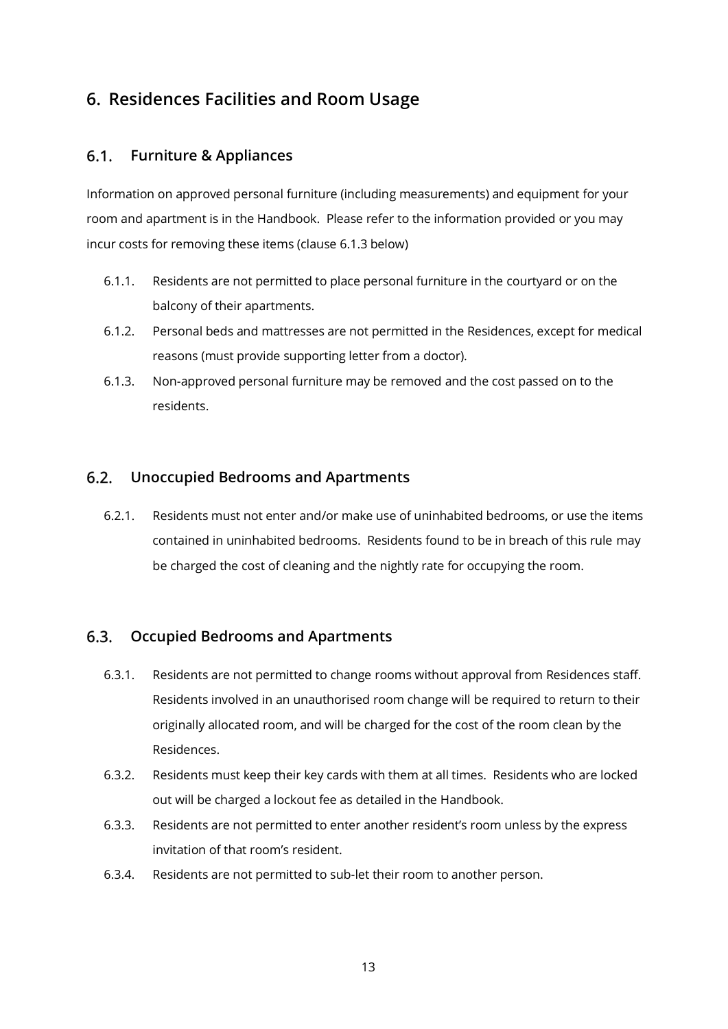# 6. Residences Facilities and Room Usage

## 6.1. Furniture & Appliances

Information on approved personal furniture (including measurements) and equipment for your room and apartment is in the Handbook. Please refer to the information provided or you may incur costs for removing these items (clause 6.1.3 below)

- 6.1.1. Residents are not permitted to place personal furniture in the courtyard or on the balcony of their apartments.
- 6.1.2. Personal beds and mattresses are not permitted in the Residences, except for medical reasons (must provide supporting letter from a doctor).
- 6.1.3. Non-approved personal furniture may be removed and the cost passed on to the residents.

## 6.2. Unoccupied Bedrooms and Apartments

- 6.2.1. Residents must not enter and/or make use of uninhabited bedrooms, or use the items contained in uninhabited bedrooms. Residents found to be in breach of this rule may be charged the cost of cleaning and the nightly rate for occupying the room.

## 6.3. Occupied Bedrooms and Apartments

- 6.3.1. Residents are not permitted to change rooms without approval from Residences staff. Residents involved in an unauthorised room change will be required to return to their originally allocated room, and will be charged for the cost of the room clean by the Residences.
- 6.3.2. Residents must keep their key cards with them at all times. Residents who are locked out will be charged a lockout fee as detailed in the Handbook.
- 6.3.3. Residents are not permitted to enter another resident's room unless by the express invitation of that room's resident.
- 6.3.4. Residents are not permitted to sub-let their room to another person.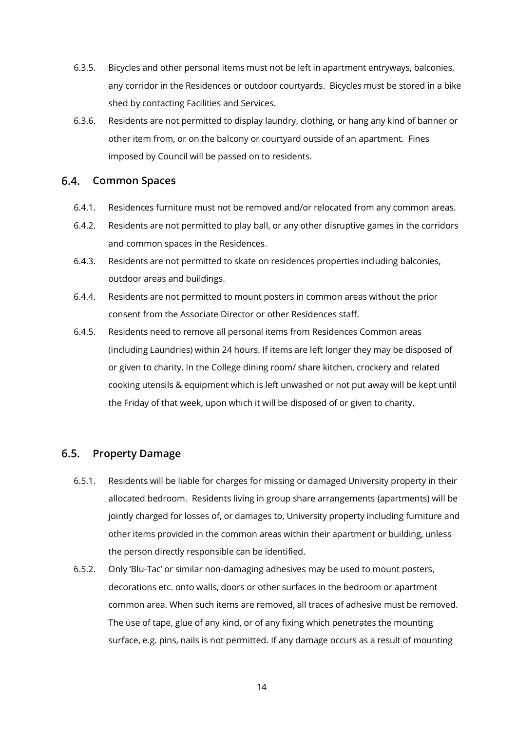6.3.5. Bicycles and other personal items must not be left in apartment entryways, balconies, any corridor in the Residences or outdoor courtyards. Bicycles must be stored in a bike shed by contacting Facilities and Services.

6.3.6. Residents are not permitted to display laundry, clothing, or hang any kind of banner or other item from, or on the balcony or courtyard outside of an apartment. Fines imposed by Council will be passed on to residents.

## 6.4. Common Spaces

6.4.1. Residences furniture must not be removed and/or relocated from any common areas.

6.4.2. Residents are not permitted to play ball, or any other disruptive games in the corridors and common spaces in the Residences.

6.4.3. Residents are not permitted to skate on residences properties including balconies, outdoor areas and buildings.

6.4.4. Residents are not permitted to mount posters in common areas without the prior consent from the Associate Director or other Residences staff.

6.4.5. Residents need to remove all personal items from Residences Common areas (including Laundries) within 24 hours. If items are left longer they may be disposed of or given to charity. In the College dining room/ share kitchen, crockery and related cooking utensils & equipment which is left unwashed or not put away will be kept until the Friday of that week, upon which it will be disposed of or given to charity.

## 6.5. Property Damage

6.5.1. Residents will be liable for charges for missing or damaged University property in their allocated bedroom. Residents living in group share arrangements (apartments) will be jointly charged for losses of, or damages to, University property including furniture and other items provided in the common areas within their apartment or building, unless the person directly responsible can be identified.

6.5.2. Only 'Blu-Tac' or similar non-damaging adhesives may be used to mount posters, decorations etc. onto walls, doors or other surfaces in the bedroom or apartment common area. When such items are removed, all traces of adhesive must be removed. The use of tape, glue of any kind, or of any fixing which penetrates the mounting surface, e.g. pins, nails is not permitted. If any damage occurs as a result of mounting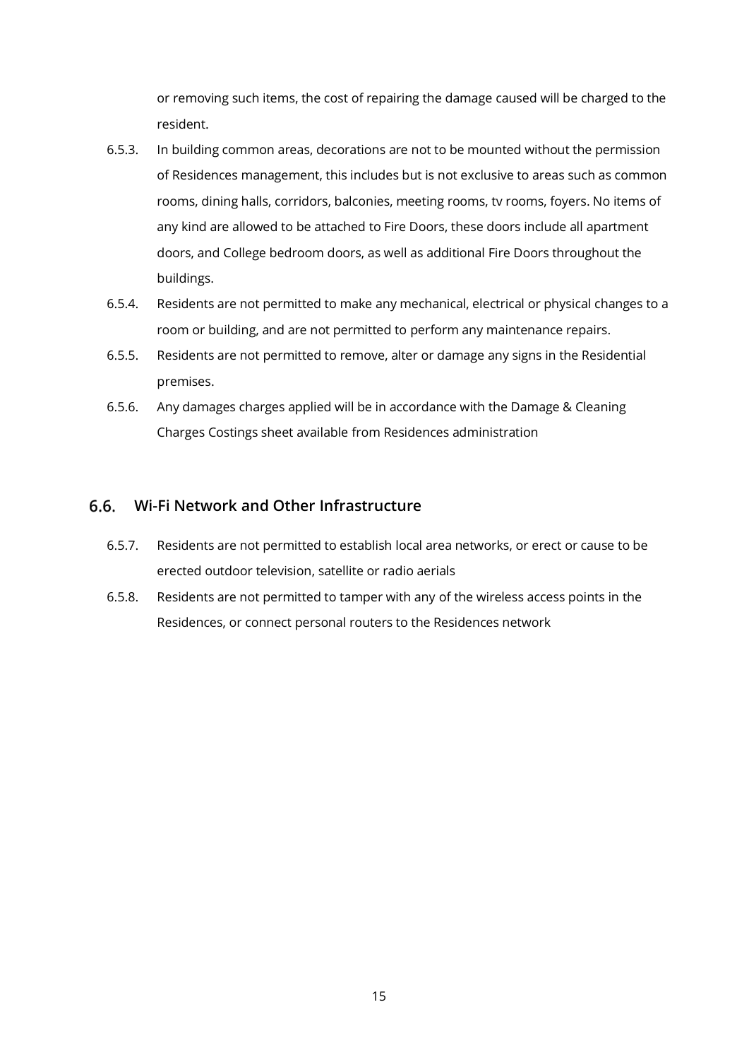or removing such items, the cost of repairing the damage caused will be charged to the resident.

6.5.3. In building common areas, decorations are not to be mounted without the permission of Residences management, this includes but is not exclusive to areas such as common rooms, dining halls, corridors, balconies, meeting rooms, tv rooms, foyers. No items of any kind are allowed to be attached to Fire Doors, these doors include all apartment doors, and College bedroom doors, as well as additional Fire Doors throughout the buildings.

6.5.4. Residents are not permitted to make any mechanical, electrical or physical changes to a room or building, and are not permitted to perform any maintenance repairs.

6.5.5. Residents are not permitted to remove, alter or damage any signs in the Residential premises.

6.5.6. Any damages charges applied will be in accordance with the Damage & Cleaning Charges Costings sheet available from Residences administration

## 6.6. Wi-Fi Network and Other Infrastructure

6.5.7. Residents are not permitted to establish local area networks, or erect or cause to be erected outdoor television, satellite or radio aerials

6.5.8. Residents are not permitted to tamper with any of the wireless access points in the Residences, or connect personal routers to the Residences network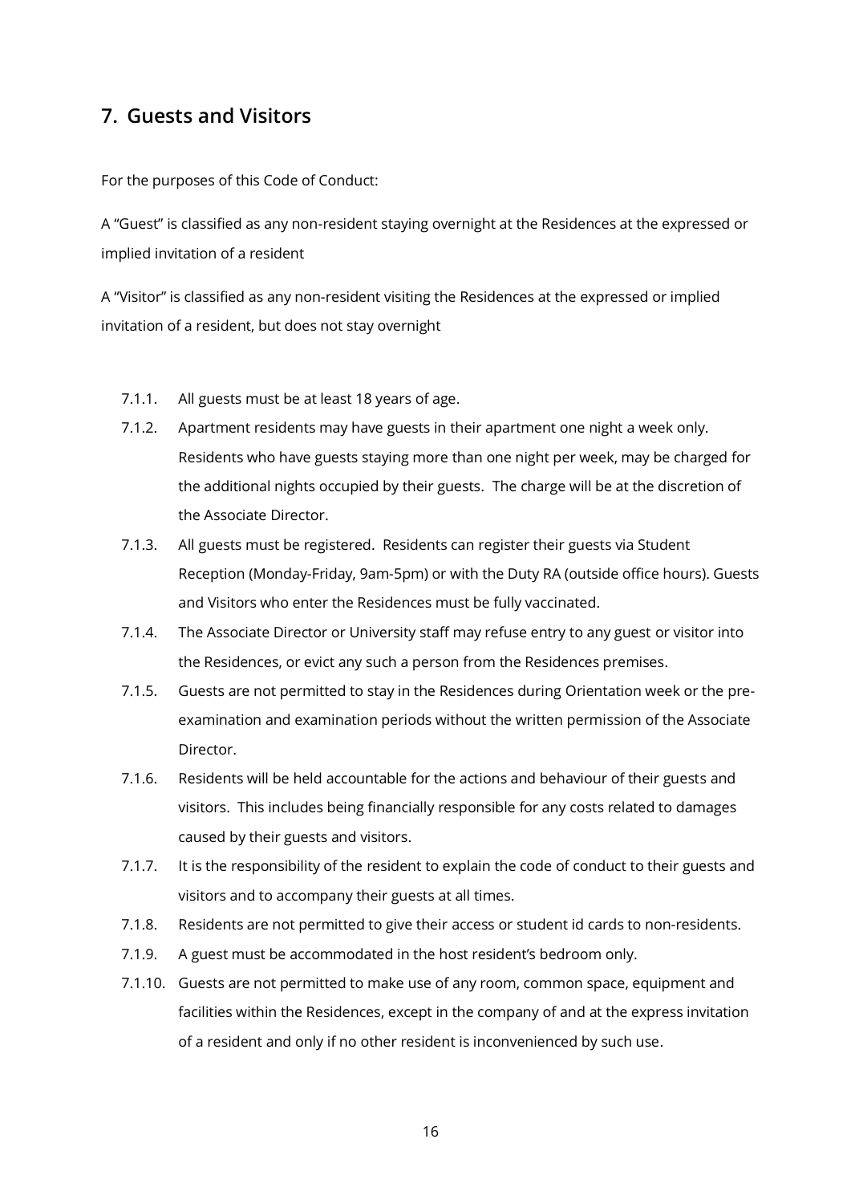## 7. Guests and Visitors

For the purposes of this Code of Conduct:

A "Guest" is classified as any non-resident staying overnight at the Residences at the expressed or implied invitation of a resident

A "Visitor" is classified as any non-resident visiting the Residences at the expressed or implied invitation of a resident, but does not stay overnight

- 7.1.1. All guests must be at least 18 years of age.
- 7.1.2. Apartment residents may have guests in their apartment one night a week only. Residents who have guests staying more than one night per week, may be charged for the additional nights occupied by their guests. The charge will be at the discretion of the Associate Director.
- 7.1.3. All guests must be registered. Residents can register their guests via Student Reception (Monday-Friday, 9am-5pm) or with the Duty RA (outside office hours). Guests and Visitors who enter the Residences must be fully vaccinated.
- 7.1.4. The Associate Director or University staff may refuse entry to any guest or visitor into the Residences, or evict any such a person from the Residences premises.
- 7.1.5. Guests are not permitted to stay in the Residences during Orientation week or the pre-examination and examination periods without the written permission of the Associate Director.
- 7.1.6. Residents will be held accountable for the actions and behaviour of their guests and visitors. This includes being financially responsible for any costs related to damages caused by their guests and visitors.
- 7.1.7. It is the responsibility of the resident to explain the code of conduct to their guests and visitors and to accompany their guests at all times.
- 7.1.8. Residents are not permitted to give their access or student id cards to non-residents.
- 7.1.9. A guest must be accommodated in the host resident's bedroom only.
- 7.1.10. Guests are not permitted to make use of any room, common space, equipment and facilities within the Residences, except in the company of and at the express invitation of a resident and only if no other resident is inconvenienced by such use.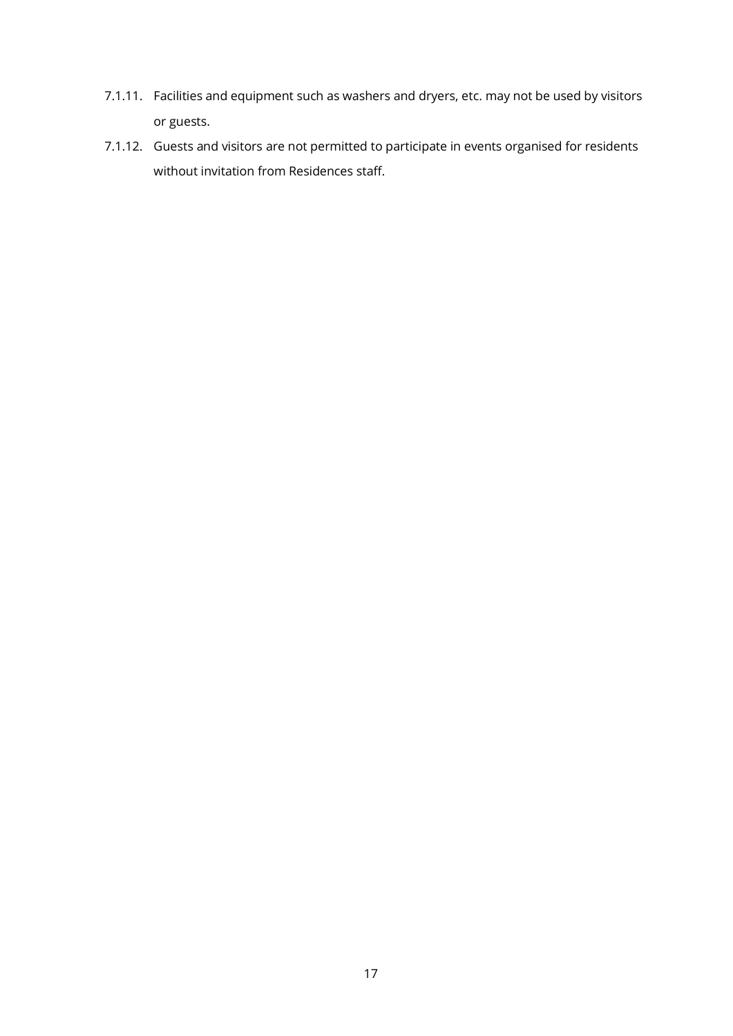7.1.11. Facilities and equipment such as washers and dryers, etc. may not be used by visitors or guests.

7.1.12. Guests and visitors are not permitted to participate in events organised for residents without invitation from Residences staff.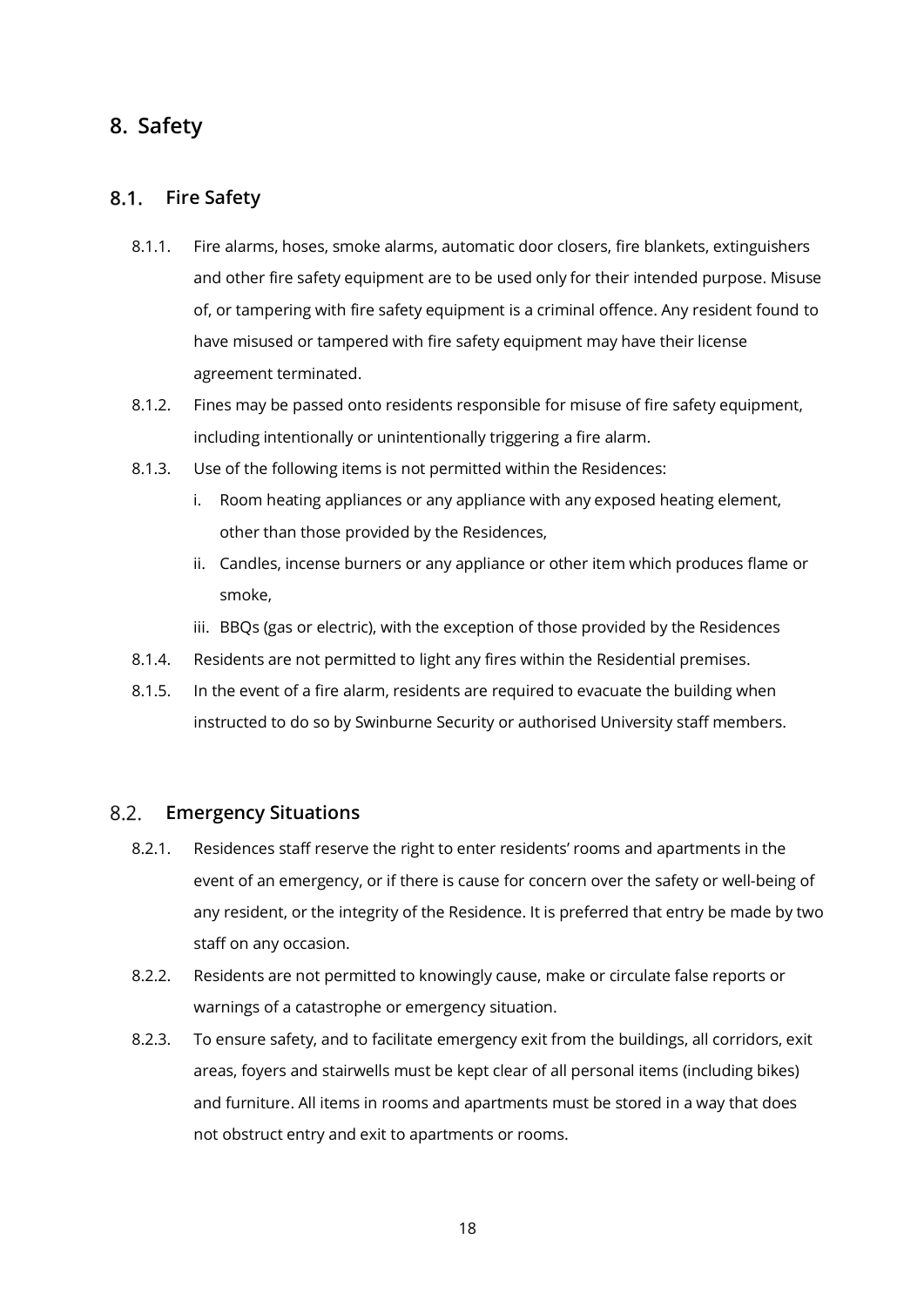# 8. Safety

## 8.1. Fire Safety

8.1.1. Fire alarms, hoses, smoke alarms, automatic door closers, fire blankets, extinguishers and other fire safety equipment are to be used only for their intended purpose. Misuse of, or tampering with fire safety equipment is a criminal offence. Any resident found to have misused or tampered with fire safety equipment may have their license agreement terminated.

8.1.2. Fines may be passed onto residents responsible for misuse of fire safety equipment, including intentionally or unintentionally triggering a fire alarm.

8.1.3. Use of the following items is not permitted within the Residences:

   i. Room heating appliances or any appliance with any exposed heating element, other than those provided by the Residences,

   ii. Candles, incense burners or any appliance or other item which produces flame or smoke,

   iii. BBQs (gas or electric), with the exception of those provided by the Residences

8.1.4. Residents are not permitted to light any fires within the Residential premises.

8.1.5. In the event of a fire alarm, residents are required to evacuate the building when instructed to do so by Swinburne Security or authorised University staff members.

## 8.2. Emergency Situations

8.2.1. Residences staff reserve the right to enter residents' rooms and apartments in the event of an emergency, or if there is cause for concern over the safety or well-being of any resident, or the integrity of the Residence. It is preferred that entry be made by two staff on any occasion.

8.2.2. Residents are not permitted to knowingly cause, make or circulate false reports or warnings of a catastrophe or emergency situation.

8.2.3. To ensure safety, and to facilitate emergency exit from the buildings, all corridors, exit areas, foyers and stairwells must be kept clear of all personal items (including bikes) and furniture. All items in rooms and apartments must be stored in a way that does not obstruct entry and exit to apartments or rooms.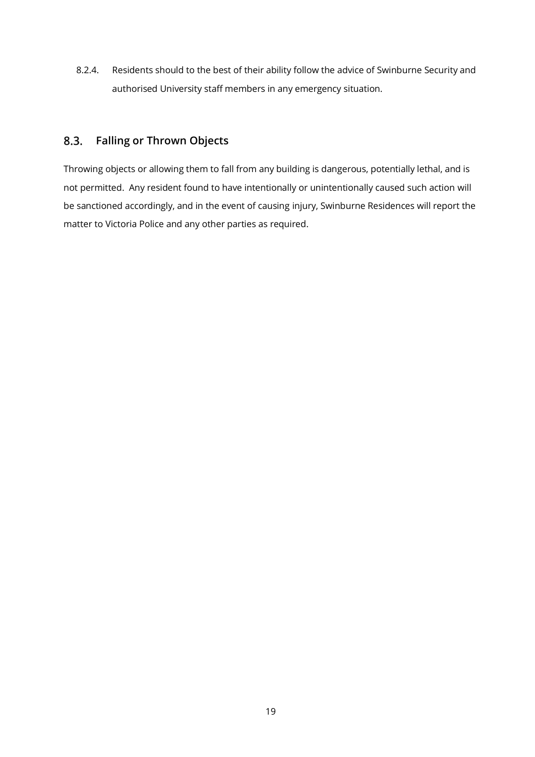8.2.4. Residents should to the best of their ability follow the advice of Swinburne Security and authorised University staff members in any emergency situation.

## 8.3. Falling or Thrown Objects

Throwing objects or allowing them to fall from any building is dangerous, potentially lethal, and is not permitted. Any resident found to have intentionally or unintentionally caused such action will be sanctioned accordingly, and in the event of causing injury, Swinburne Residences will report the matter to Victoria Police and any other parties as required.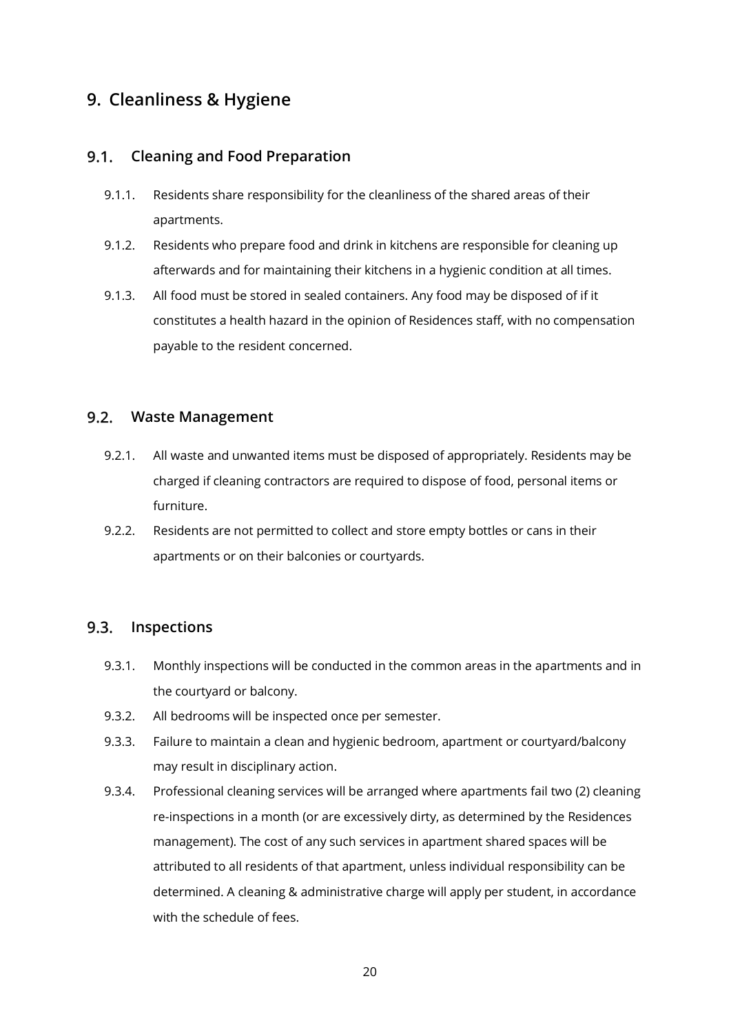## 9. Cleanliness & Hygiene

### 9.1. Cleaning and Food Preparation

9.1.1. Residents share responsibility for the cleanliness of the shared areas of their apartments.

9.1.2. Residents who prepare food and drink in kitchens are responsible for cleaning up afterwards and for maintaining their kitchens in a hygienic condition at all times.

9.1.3. All food must be stored in sealed containers. Any food may be disposed of if it constitutes a health hazard in the opinion of Residences staff, with no compensation payable to the resident concerned.

### 9.2. Waste Management

9.2.1. All waste and unwanted items must be disposed of appropriately. Residents may be charged if cleaning contractors are required to dispose of food, personal items or furniture.

9.2.2. Residents are not permitted to collect and store empty bottles or cans in their apartments or on their balconies or courtyards.

### 9.3. Inspections

9.3.1. Monthly inspections will be conducted in the common areas in the apartments and in the courtyard or balcony.

9.3.2. All bedrooms will be inspected once per semester.

9.3.3. Failure to maintain a clean and hygienic bedroom, apartment or courtyard/balcony may result in disciplinary action.

9.3.4. Professional cleaning services will be arranged where apartments fail two (2) cleaning re-inspections in a month (or are excessively dirty, as determined by the Residences management). The cost of any such services in apartment shared spaces will be attributed to all residents of that apartment, unless individual responsibility can be determined. A cleaning & administrative charge will apply per student, in accordance with the schedule of fees.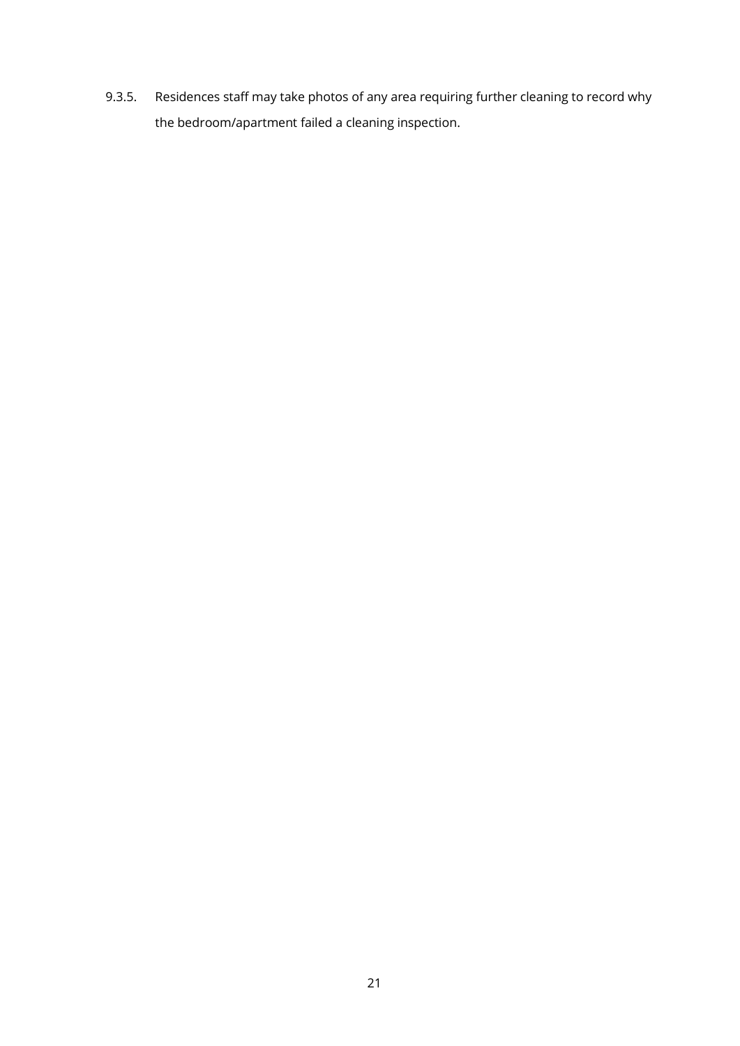9.3.5. Residences staff may take photos of any area requiring further cleaning to record why the bedroom/apartment failed a cleaning inspection.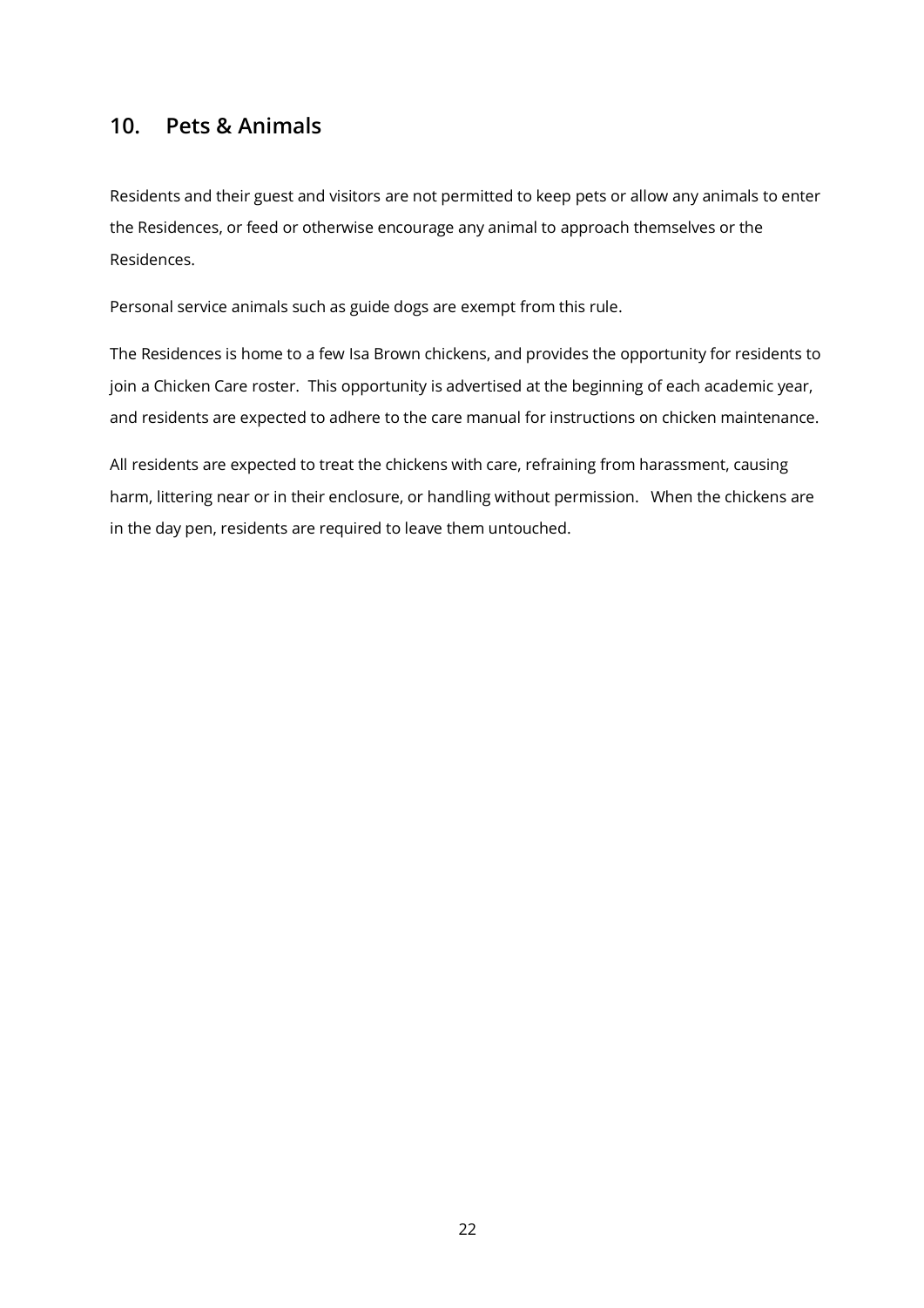## 10. Pets & Animals

Residents and their guest and visitors are not permitted to keep pets or allow any animals to enter the Residences, or feed or otherwise encourage any animal to approach themselves or the Residences.

Personal service animals such as guide dogs are exempt from this rule.

The Residences is home to a few Isa Brown chickens, and provides the opportunity for residents to join a Chicken Care roster. This opportunity is advertised at the beginning of each academic year, and residents are expected to adhere to the care manual for instructions on chicken maintenance.

All residents are expected to treat the chickens with care, refraining from harassment, causing harm, littering near or in their enclosure, or handling without permission. When the chickens are in the day pen, residents are required to leave them untouched.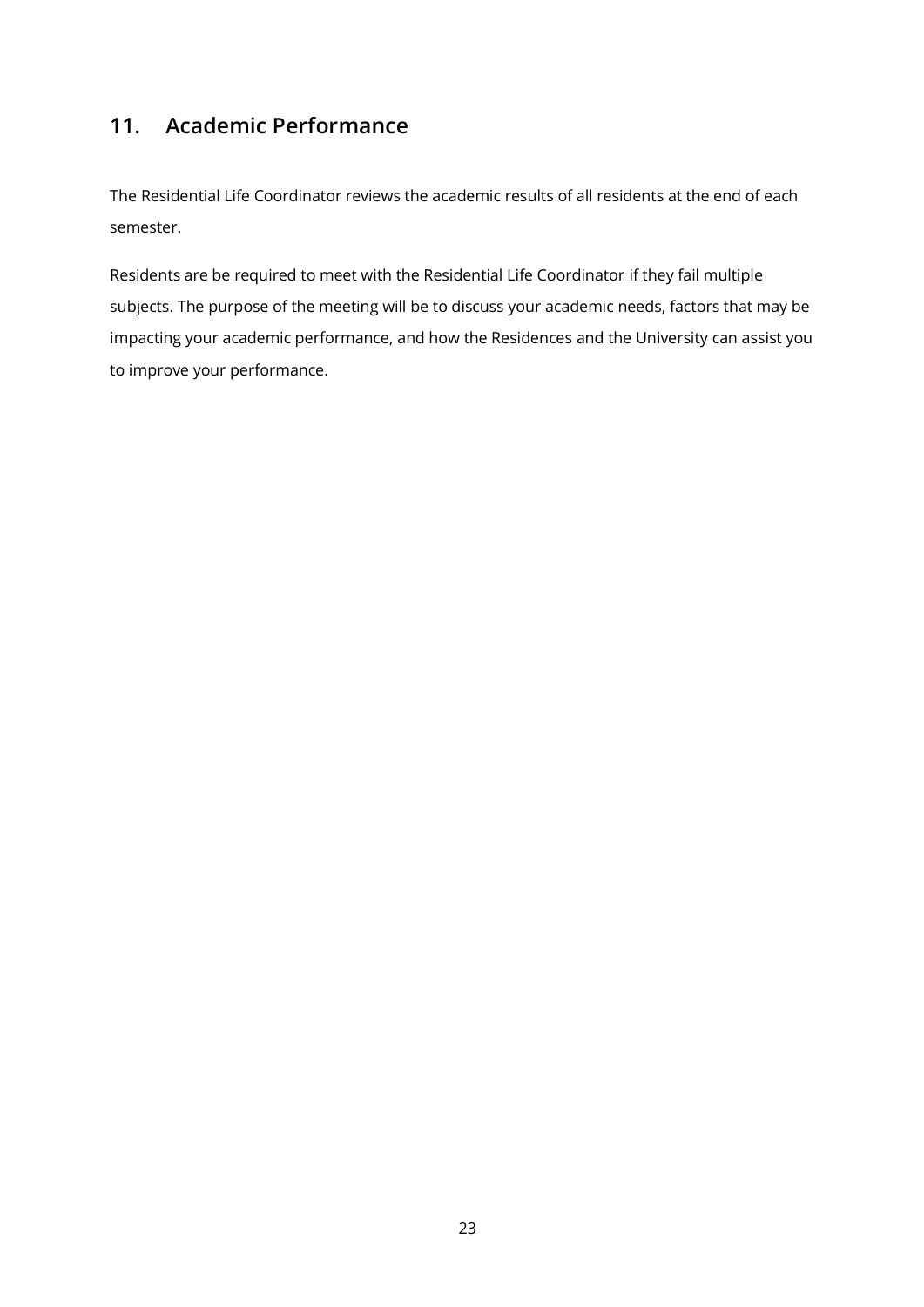## 11. Academic Performance

The Residential Life Coordinator reviews the academic results of all residents at the end of each semester.

Residents are be required to meet with the Residential Life Coordinator if they fail multiple subjects. The purpose of the meeting will be to discuss your academic needs, factors that may be impacting your academic performance, and how the Residences and the University can assist you to improve your performance.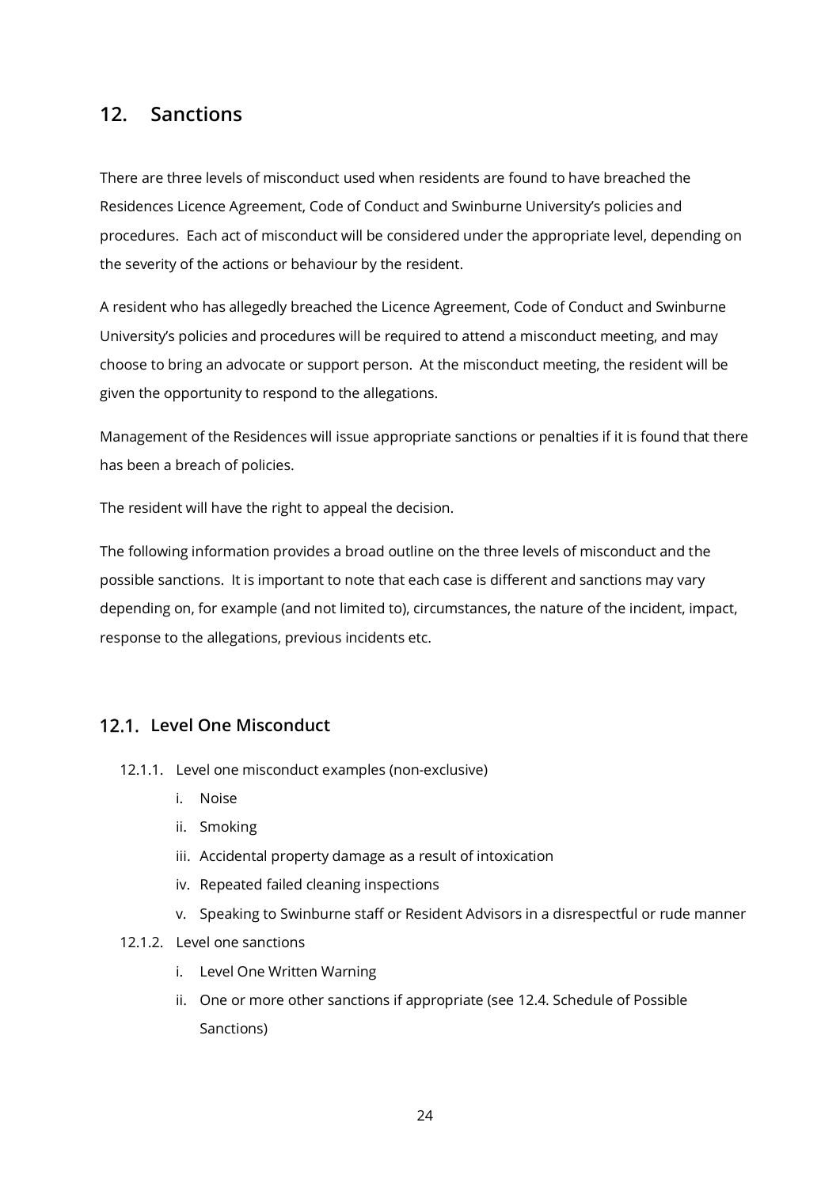## 12. Sanctions

There are three levels of misconduct used when residents are found to have breached the Residences Licence Agreement, Code of Conduct and Swinburne University's policies and procedures. Each act of misconduct will be considered under the appropriate level, depending on the severity of the actions or behaviour by the resident.

A resident who has allegedly breached the Licence Agreement, Code of Conduct and Swinburne University's policies and procedures will be required to attend a misconduct meeting, and may choose to bring an advocate or support person. At the misconduct meeting, the resident will be given the opportunity to respond to the allegations.

Management of the Residences will issue appropriate sanctions or penalties if it is found that there has been a breach of policies.

The resident will have the right to appeal the decision.

The following information provides a broad outline on the three levels of misconduct and the possible sanctions. It is important to note that each case is different and sanctions may vary depending on, for example (and not limited to), circumstances, the nature of the incident, impact, response to the allegations, previous incidents etc.

### 12.1. Level One Misconduct

12.1.1. Level one misconduct examples (non-exclusive)

i. Noise
ii. Smoking
iii. Accidental property damage as a result of intoxication
iv. Repeated failed cleaning inspections
v. Speaking to Swinburne staff or Resident Advisors in a disrespectful or rude manner

12.1.2. Level one sanctions

i. Level One Written Warning
ii. One or more other sanctions if appropriate (see 12.4. Schedule of Possible Sanctions)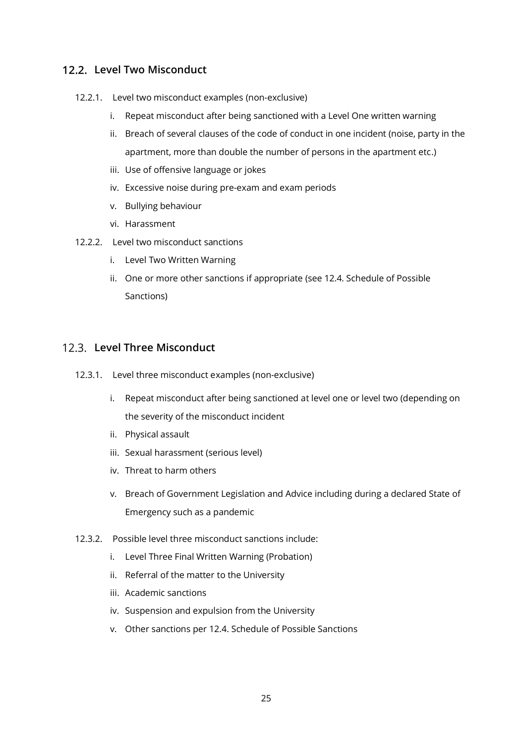## 12.2. Level Two Misconduct

12.2.1. Level two misconduct examples (non-exclusive)

i. Repeat misconduct after being sanctioned with a Level One written warning
ii. Breach of several clauses of the code of conduct in one incident (noise, party in the apartment, more than double the number of persons in the apartment etc.)
iii. Use of offensive language or jokes
iv. Excessive noise during pre-exam and exam periods
v. Bullying behaviour
vi. Harassment

12.2.2. Level two misconduct sanctions

i. Level Two Written Warning
ii. One or more other sanctions if appropriate (see 12.4. Schedule of Possible Sanctions)

## 12.3. Level Three Misconduct

12.3.1. Level three misconduct examples (non-exclusive)

i. Repeat misconduct after being sanctioned at level one or level two (depending on the severity of the misconduct incident
ii. Physical assault
iii. Sexual harassment (serious level)
iv. Threat to harm others
v. Breach of Government Legislation and Advice including during a declared State of Emergency such as a pandemic

12.3.2. Possible level three misconduct sanctions include:

i. Level Three Final Written Warning (Probation)
ii. Referral of the matter to the University
iii. Academic sanctions
iv. Suspension and expulsion from the University
v. Other sanctions per 12.4. Schedule of Possible Sanctions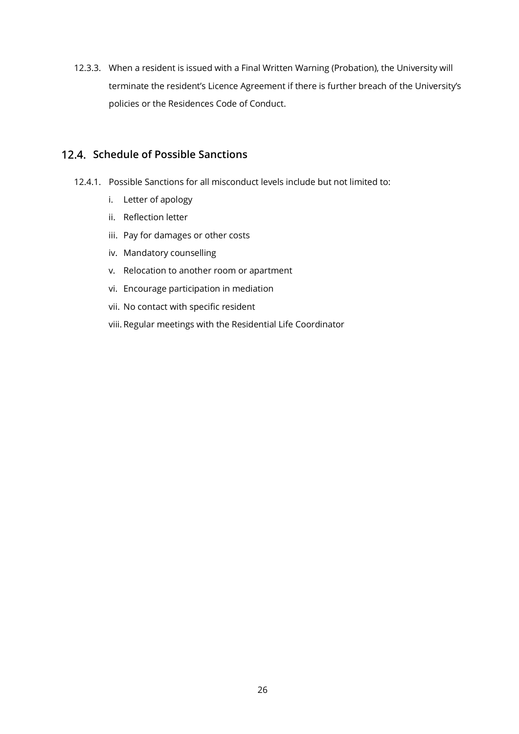12.3.3. When a resident is issued with a Final Written Warning (Probation), the University will terminate the resident's Licence Agreement if there is further breach of the University's policies or the Residences Code of Conduct.

## 12.4. Schedule of Possible Sanctions

12.4.1. Possible Sanctions for all misconduct levels include but not limited to:

i. Letter of apology
ii. Reflection letter
iii. Pay for damages or other costs
iv. Mandatory counselling
v. Relocation to another room or apartment
vi. Encourage participation in mediation
vii. No contact with specific resident
viii. Regular meetings with the Residential Life Coordinator